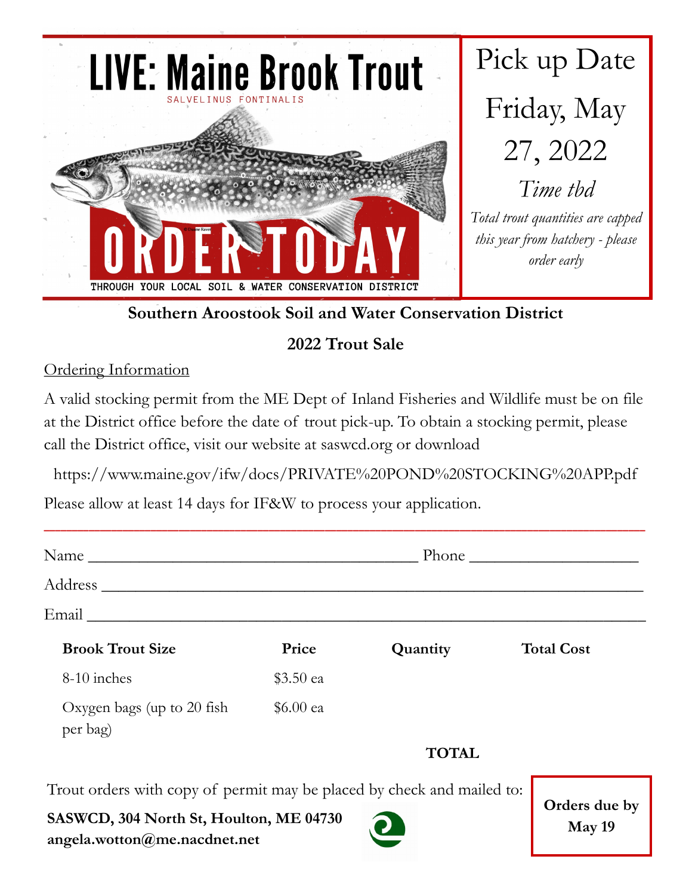# LIVE: Maine Brook Trout

SALVELINUS FONTINALIS

ORDER TODAY

THROUGH YOUR LOCAL SOIL & WATER CONSERVATION DISTRICT

Pick up Date

Friday, May 27, 2022

*Time tbd*

*Total trout quantities are capped this year from hatchery - please order early*

## Southern Aroostook Soil and Water Conservation District

## 2022 Trout Sale

Ordering Information

A valid stocking permit from the ME Dept of Inland Fisheries and Wildlife must be on file at the District office before the date of trout pick-up. To obtain a stocking permit, please call the District office, visit our website at saswcd.org or download

https://www.maine.gov/ifw/docs/PRIVATE%20POND%20STOCKING%20APP.pdf

Please allow at least 14 days for IF&W to process your application.

---

Name ________________________________________ Phone ____________________

Address ____________________________________________________________

Email ______________________________________________________________

| Brook Trout Size | Price | Quantity | Total Cost |
|---|---|---|---|
| 8-10 inches | $3.50 ea | | |
| Oxygen bags (up to 20 fish per bag) | $6.00 ea | | |
| | | **TOTAL** | |

Trout orders with copy of permit may be placed by check and mailed to:

**SASWCD, 304 North St, Houlton, ME 04730**
**angela.wotton@me.nacdnet.net**

**Orders due by May 19**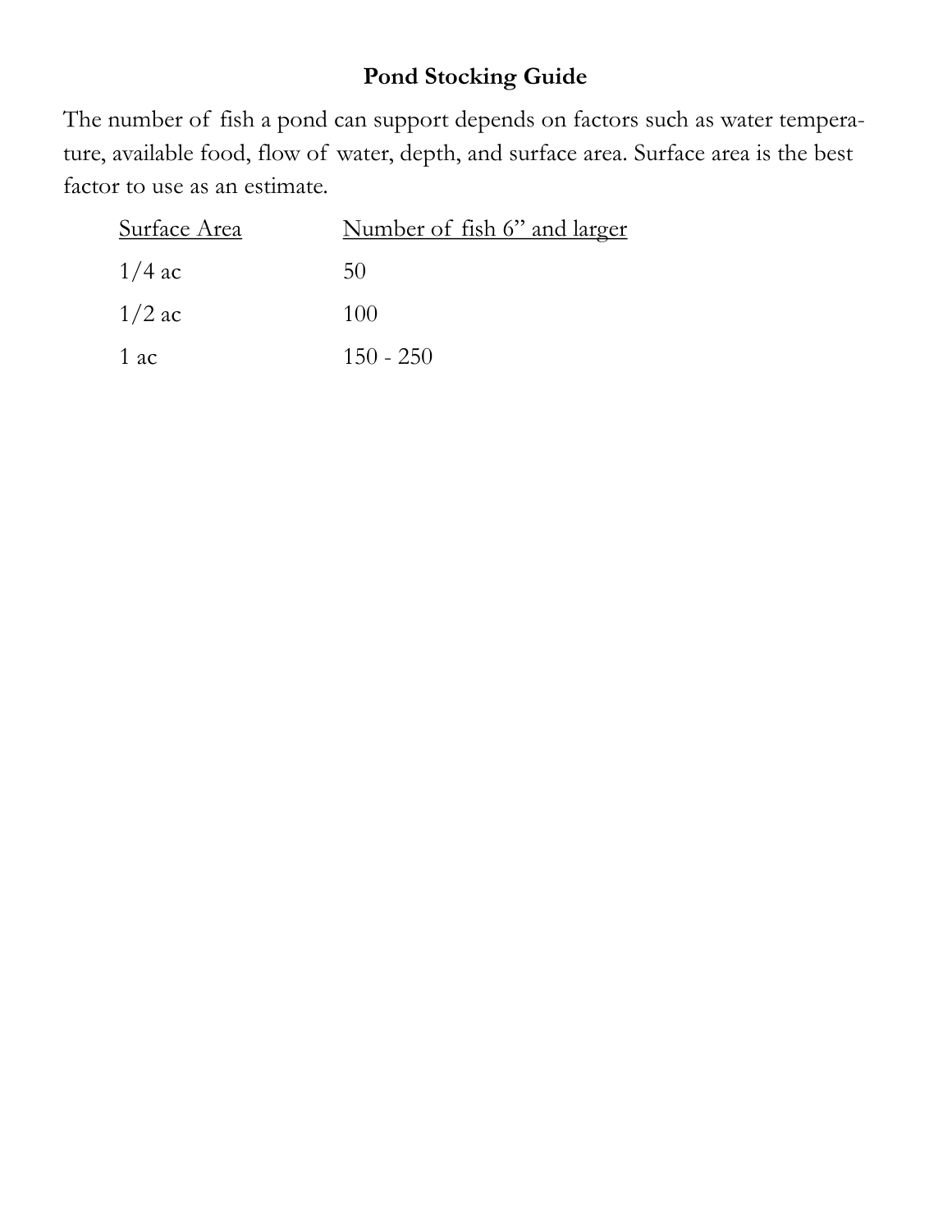## Pond Stocking Guide

The number of fish a pond can support depends on factors such as water temperature, available food, flow of water, depth, and surface area. Surface area is the best factor to use as an estimate.

| Surface Area | Number of fish 6" and larger |
|---|---|
| 1/4 ac | 50 |
| 1/2 ac | 100 |
| 1 ac | 150 - 250 |